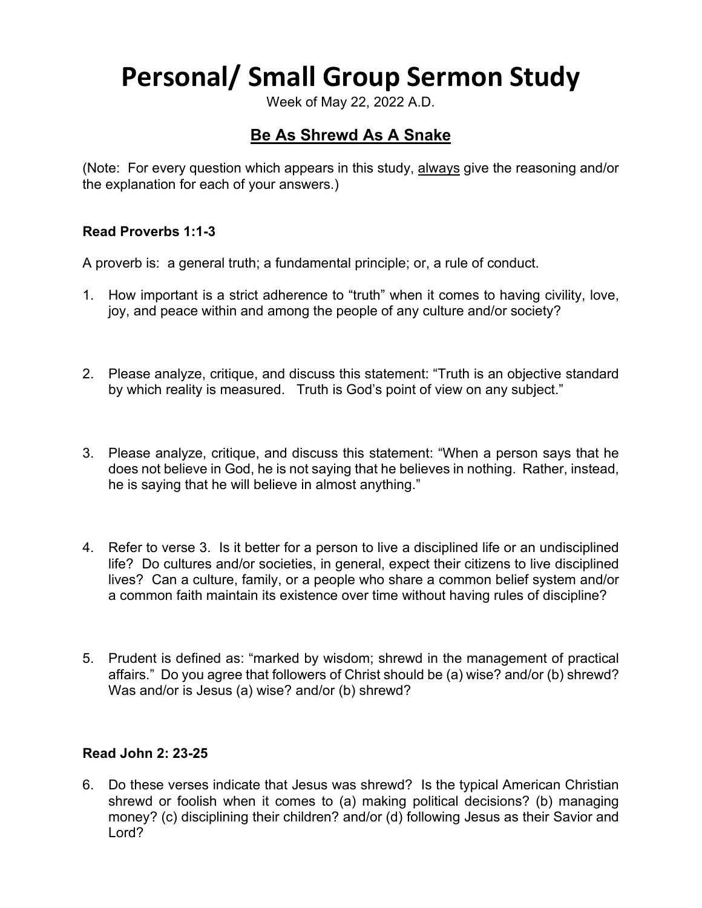# Personal/ Small Group Sermon Study

Week of May 22, 2022 A.D.

## Be As Shrewd As A Snake

(Note: For every question which appears in this study, always give the reasoning and/or the explanation for each of your answers.)

**Read Proverbs 1:1-3**

A proverb is: a general truth; a fundamental principle; or, a rule of conduct.

1. How important is a strict adherence to "truth" when it comes to having civility, love, joy, and peace within and among the people of any culture and/or society?

2. Please analyze, critique, and discuss this statement: "Truth is an objective standard by which reality is measured. Truth is God's point of view on any subject."

3. Please analyze, critique, and discuss this statement: "When a person says that he does not believe in God, he is not saying that he believes in nothing. Rather, instead, he is saying that he will believe in almost anything."

4. Refer to verse 3. Is it better for a person to live a disciplined life or an undisciplined life? Do cultures and/or societies, in general, expect their citizens to live disciplined lives? Can a culture, family, or a people who share a common belief system and/or a common faith maintain its existence over time without having rules of discipline?

5. Prudent is defined as: "marked by wisdom; shrewd in the management of practical affairs." Do you agree that followers of Christ should be (a) wise? and/or (b) shrewd? Was and/or is Jesus (a) wise? and/or (b) shrewd?

**Read John 2: 23-25**

6. Do these verses indicate that Jesus was shrewd? Is the typical American Christian shrewd or foolish when it comes to (a) making political decisions? (b) managing money? (c) disciplining their children? and/or (d) following Jesus as their Savior and Lord?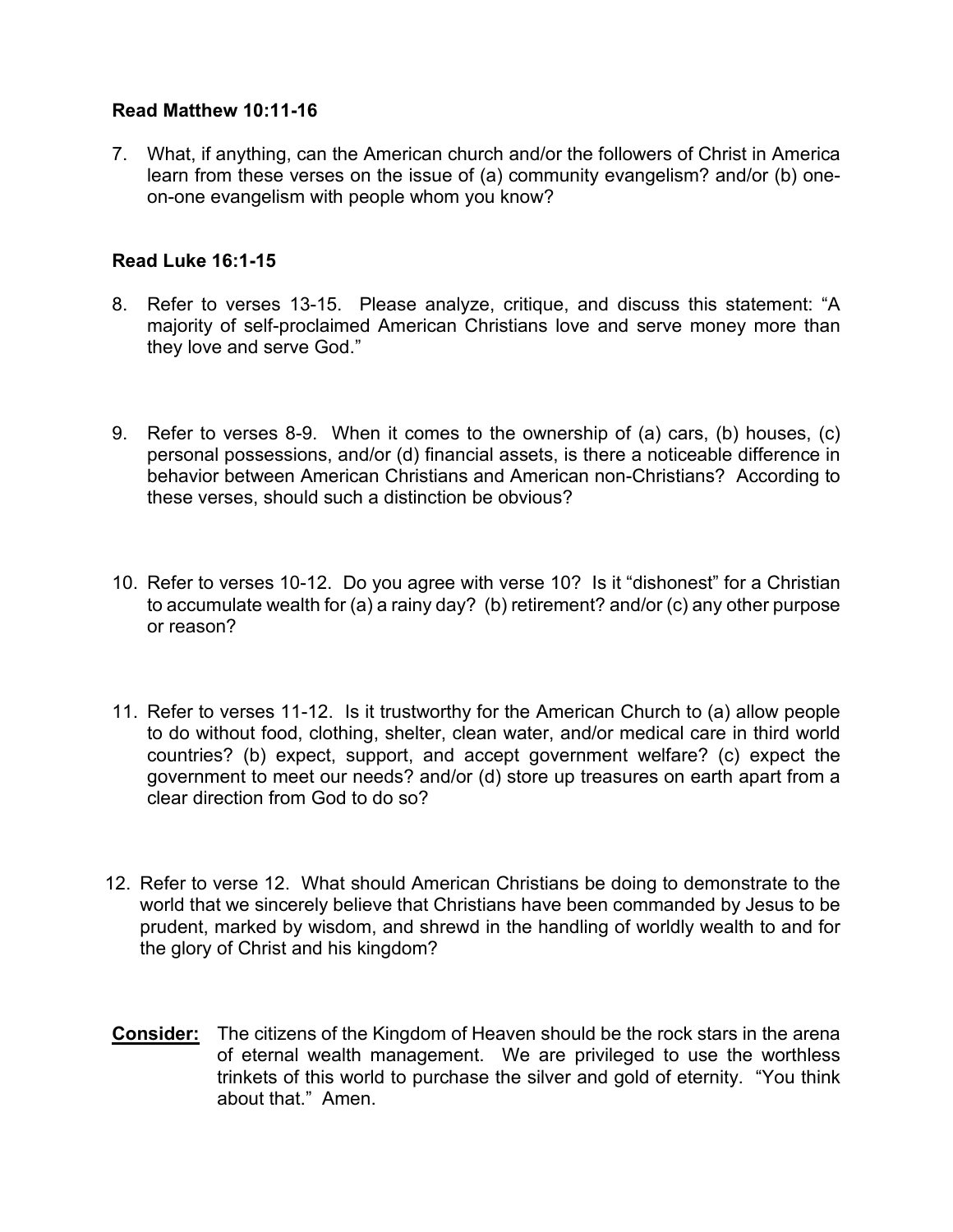**Read Matthew 10:11-16**

7. What, if anything, can the American church and/or the followers of Christ in America learn from these verses on the issue of (a) community evangelism? and/or (b) one-on-one evangelism with people whom you know?

**Read Luke 16:1-15**

8. Refer to verses 13-15. Please analyze, critique, and discuss this statement: "A majority of self-proclaimed American Christians love and serve money more than they love and serve God."

9. Refer to verses 8-9. When it comes to the ownership of (a) cars, (b) houses, (c) personal possessions, and/or (d) financial assets, is there a noticeable difference in behavior between American Christians and American non-Christians? According to these verses, should such a distinction be obvious?

10. Refer to verses 10-12. Do you agree with verse 10? Is it "dishonest" for a Christian to accumulate wealth for (a) a rainy day? (b) retirement? and/or (c) any other purpose or reason?

11. Refer to verses 11-12. Is it trustworthy for the American Church to (a) allow people to do without food, clothing, shelter, clean water, and/or medical care in third world countries? (b) expect, support, and accept government welfare? (c) expect the government to meet our needs? and/or (d) store up treasures on earth apart from a clear direction from God to do so?

12. Refer to verse 12. What should American Christians be doing to demonstrate to the world that we sincerely believe that Christians have been commanded by Jesus to be prudent, marked by wisdom, and shrewd in the handling of worldly wealth to and for the glory of Christ and his kingdom?

**Consider:** The citizens of the Kingdom of Heaven should be the rock stars in the arena of eternal wealth management. We are privileged to use the worthless trinkets of this world to purchase the silver and gold of eternity. "You think about that." Amen.